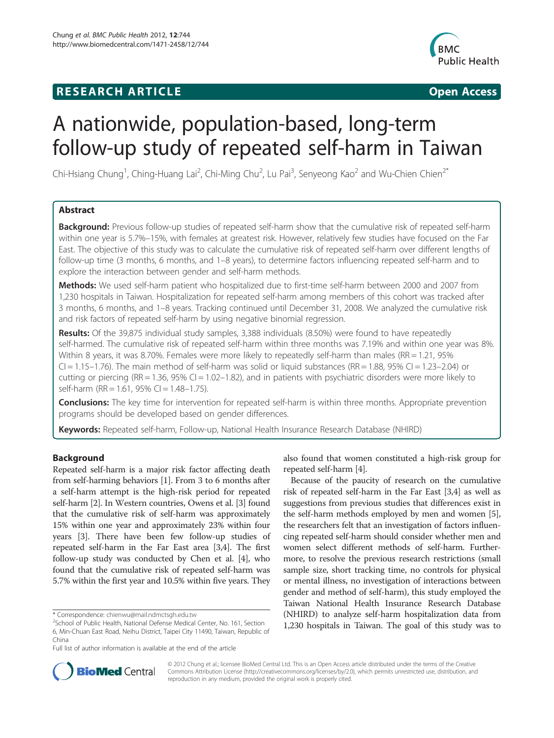RESEARCH ARTICLE Open Access

# A nationwide, population-based, long-term follow-up study of repeated self-harm in Taiwan

Chi-Hsiang Chung[1], Ching-Huang Lai[2], Chi-Ming Chu[2], Lu Pai[3], Senyeong Kao[2] and Wu-Chien Chien[2*]

## Abstract

**Background:** Previous follow-up studies of repeated self-harm show that the cumulative risk of repeated self-harm within one year is 5.7%–15%, with females at greatest risk. However, relatively few studies have focused on the Far East. The objective of this study was to calculate the cumulative risk of repeated self-harm over different lengths of follow-up time (3 months, 6 months, and 1–8 years), to determine factors influencing repeated self-harm and to explore the interaction between gender and self-harm methods.

**Methods:** We used self-harm patient who hospitalized due to first-time self-harm between 2000 and 2007 from 1,230 hospitals in Taiwan. Hospitalization for repeated self-harm among members of this cohort was tracked after 3 months, 6 months, and 1–8 years. Tracking continued until December 31, 2008. We analyzed the cumulative risk and risk factors of repeated self-harm by using negative binomial regression.

**Results:** Of the 39,875 individual study samples, 3,388 individuals (8.50%) were found to have repeatedly self-harmed. The cumulative risk of repeated self-harm within three months was 7.19% and within one year was 8%. Within 8 years, it was 8.70%. Females were more likely to repeatedly self-harm than males (RR = 1.21, 95% CI = 1.15–1.76). The main method of self-harm was solid or liquid substances (RR = 1.88, 95% CI = 1.23–2.04) or cutting or piercing (RR = 1.36, 95% CI = 1.02–1.82), and in patients with psychiatric disorders were more likely to self-harm (RR = 1.61, 95% CI = 1.48–1.75).

**Conclusions:** The key time for intervention for repeated self-harm is within three months. Appropriate prevention programs should be developed based on gender differences.

**Keywords:** Repeated self-harm, Follow-up, National Health Insurance Research Database (NHIRD)

## Background

Repeated self-harm is a major risk factor affecting death from self-harming behaviors [1]. From 3 to 6 months after a self-harm attempt is the high-risk period for repeated self-harm [2]. In Western countries, Owens et al. [3] found that the cumulative risk of self-harm was approximately 15% within one year and approximately 23% within four years [3]. There have been few follow-up studies of repeated self-harm in the Far East area [3,4]. The first follow-up study was conducted by Chen et al. [4], who found that the cumulative risk of repeated self-harm was 5.7% within the first year and 10.5% within five years. They also found that women constituted a high-risk group for repeated self-harm [4].

Because of the paucity of research on the cumulative risk of repeated self-harm in the Far East [3,4] as well as suggestions from previous studies that differences exist in the self-harm methods employed by men and women [5], the researchers felt that an investigation of factors influencing repeated self-harm should consider whether men and women select different methods of self-harm. Furthermore, to resolve the previous research restrictions (small sample size, short tracking time, no controls for physical or mental illness, no investigation of interactions between gender and method of self-harm), this study employed the Taiwan National Health Insurance Research Database (NHIRD) to analyze self-harm hospitalization data from 1,230 hospitals in Taiwan. The goal of this study was to

\* Correspondence: chienwu@mail.ndmctsgh.edu.tw
[2]School of Public Health, National Defense Medical Center, No. 161, Section 6, Min-Chuan East Road, Neihu District, Taipei City 11490, Taiwan, Republic of China
Full list of author information is available at the end of the article

© 2012 Chung et al.; licensee BioMed Central Ltd. This is an Open Access article distributed under the terms of the Creative Commons Attribution License (http://creativecommons.org/licenses/by/2.0), which permits unrestricted use, distribution, and reproduction in any medium, provided the original work is properly cited.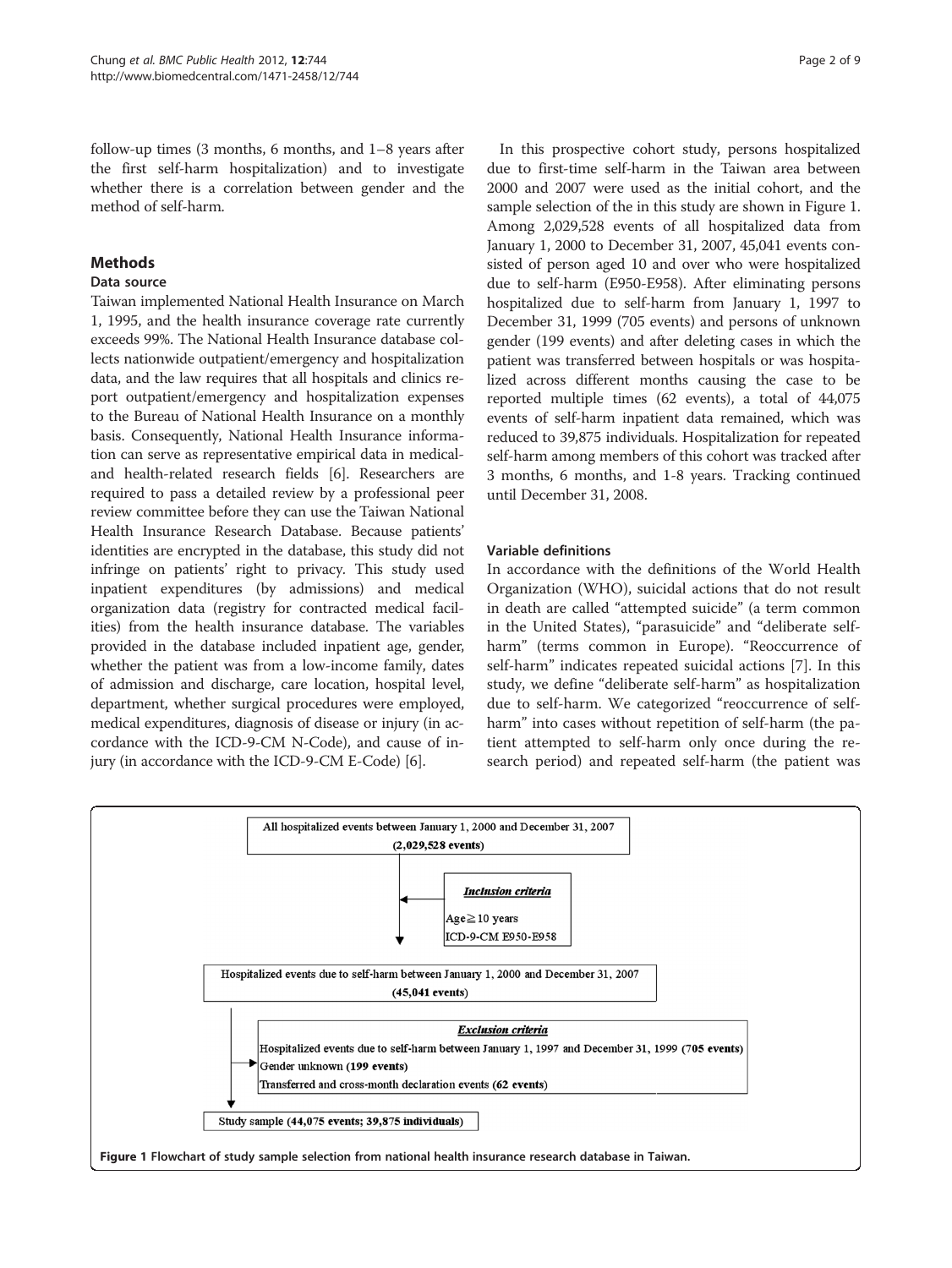follow-up times (3 months, 6 months, and 1–8 years after the first self-harm hospitalization) and to investigate whether there is a correlation between gender and the method of self-harm.

## Methods

### Data source

Taiwan implemented National Health Insurance on March 1, 1995, and the health insurance coverage rate currently exceeds 99%. The National Health Insurance database collects nationwide outpatient/emergency and hospitalization data, and the law requires that all hospitals and clinics report outpatient/emergency and hospitalization expenses to the Bureau of National Health Insurance on a monthly basis. Consequently, National Health Insurance information can serve as representative empirical data in medical- and health-related research fields [6]. Researchers are required to pass a detailed review by a professional peer review committee before they can use the Taiwan National Health Insurance Research Database. Because patients' identities are encrypted in the database, this study did not infringe on patients' right to privacy. This study used inpatient expenditures (by admissions) and medical organization data (registry for contracted medical facilities) from the health insurance database. The variables provided in the database included inpatient age, gender, whether the patient was from a low-income family, dates of admission and discharge, care location, hospital level, department, whether surgical procedures were employed, medical expenditures, diagnosis of disease or injury (in accordance with the ICD-9-CM N-Code), and cause of injury (in accordance with the ICD-9-CM E-Code) [6].

In this prospective cohort study, persons hospitalized due to first-time self-harm in the Taiwan area between 2000 and 2007 were used as the initial cohort, and the sample selection of the in this study are shown in Figure 1. Among 2,029,528 events of all hospitalized data from January 1, 2000 to December 31, 2007, 45,041 events consisted of person aged 10 and over who were hospitalized due to self-harm (E950-E958). After eliminating persons hospitalized due to self-harm from January 1, 1997 to December 31, 1999 (705 events) and persons of unknown gender (199 events) and after deleting cases in which the patient was transferred between hospitals or was hospitalized across different months causing the case to be reported multiple times (62 events), a total of 44,075 events of self-harm inpatient data remained, which was reduced to 39,875 individuals. Hospitalization for repeated self-harm among members of this cohort was tracked after 3 months, 6 months, and 1-8 years. Tracking continued until December 31, 2008.

### Variable definitions

In accordance with the definitions of the World Health Organization (WHO), suicidal actions that do not result in death are called "attempted suicide" (a term common in the United States), "parasuicide" and "deliberate self-harm" (terms common in Europe). "Reoccurrence of self-harm" indicates repeated suicidal actions [7]. In this study, we define "deliberate self-harm" as hospitalization due to self-harm. We categorized "reoccurrence of self-harm" into cases without repetition of self-harm (the patient attempted to self-harm only once during the research period) and repeated self-harm (the patient was

All hospitalized events between January 1, 2000 and December 31, 2007
**(2,029,528 events)**

***Inclusion criteria***
Age ≧ 10 years
ICD-9-CM E950-E958

Hospitalized events due to self-harm between January 1, 2000 and December 31, 2007
**(45,041 events)**

***Exclusion criteria***
Hospitalized events due to self-harm between January 1, 1997 and December 31, 1999 **(705 events)**
Gender unknown **(199 events)**
Transferred and cross-month declaration events **(62 events)**

Study sample **(44,075 events; 39,875 individuals)**

**Figure 1** Flowchart of study sample selection from national health insurance research database in Taiwan.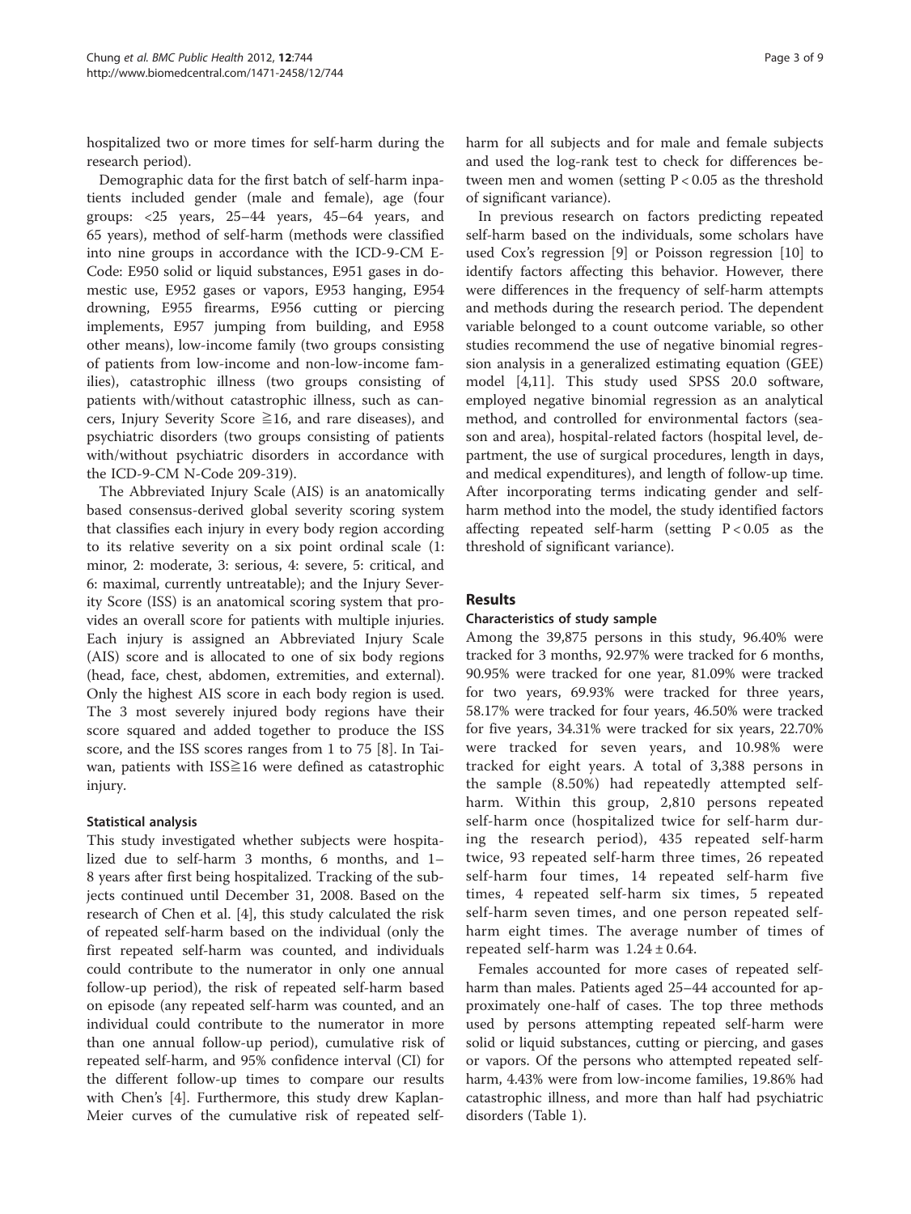hospitalized two or more times for self-harm during the research period).

Demographic data for the first batch of self-harm inpatients included gender (male and female), age (four groups: <25 years, 25–44 years, 45–64 years, and 65 years), method of self-harm (methods were classified into nine groups in accordance with the ICD-9-CM E-Code: E950 solid or liquid substances, E951 gases in domestic use, E952 gases or vapors, E953 hanging, E954 drowning, E955 firearms, E956 cutting or piercing implements, E957 jumping from building, and E958 other means), low-income family (two groups consisting of patients from low-income and non-low-income families), catastrophic illness (two groups consisting of patients with/without catastrophic illness, such as cancers, Injury Severity Score ≧16, and rare diseases), and psychiatric disorders (two groups consisting of patients with/without psychiatric disorders in accordance with the ICD-9-CM N-Code 209-319).

The Abbreviated Injury Scale (AIS) is an anatomically based consensus-derived global severity scoring system that classifies each injury in every body region according to its relative severity on a six point ordinal scale (1: minor, 2: moderate, 3: serious, 4: severe, 5: critical, and 6: maximal, currently untreatable); and the Injury Severity Score (ISS) is an anatomical scoring system that provides an overall score for patients with multiple injuries. Each injury is assigned an Abbreviated Injury Scale (AIS) score and is allocated to one of six body regions (head, face, chest, abdomen, extremities, and external). Only the highest AIS score in each body region is used. The 3 most severely injured body regions have their score squared and added together to produce the ISS score, and the ISS scores ranges from 1 to 75 [8]. In Taiwan, patients with ISS≧16 were defined as catastrophic injury.

### Statistical analysis

This study investigated whether subjects were hospitalized due to self-harm 3 months, 6 months, and 1–8 years after first being hospitalized. Tracking of the subjects continued until December 31, 2008. Based on the research of Chen et al. [4], this study calculated the risk of repeated self-harm based on the individual (only the first repeated self-harm was counted, and individuals could contribute to the numerator in only one annual follow-up period), the risk of repeated self-harm based on episode (any repeated self-harm was counted, and an individual could contribute to the numerator in more than one annual follow-up period), cumulative risk of repeated self-harm, and 95% confidence interval (CI) for the different follow-up times to compare our results with Chen's [4]. Furthermore, this study drew Kaplan-Meier curves of the cumulative risk of repeated self-harm for all subjects and for male and female subjects and used the log-rank test to check for differences between men and women (setting $P < 0.05$ as the threshold of significant variance).

In previous research on factors predicting repeated self-harm based on the individuals, some scholars have used Cox's regression [9] or Poisson regression [10] to identify factors affecting this behavior. However, there were differences in the frequency of self-harm attempts and methods during the research period. The dependent variable belonged to a count outcome variable, so other studies recommend the use of negative binomial regression analysis in a generalized estimating equation (GEE) model [4,11]. This study used SPSS 20.0 software, employed negative binomial regression as an analytical method, and controlled for environmental factors (season and area), hospital-related factors (hospital level, department, the use of surgical procedures, length in days, and medical expenditures), and length of follow-up time. After incorporating terms indicating gender and self-harm method into the model, the study identified factors affecting repeated self-harm (setting $P < 0.05$ as the threshold of significant variance).

## Results

### Characteristics of study sample

Among the 39,875 persons in this study, 96.40% were tracked for 3 months, 92.97% were tracked for 6 months, 90.95% were tracked for one year, 81.09% were tracked for two years, 69.93% were tracked for three years, 58.17% were tracked for four years, 46.50% were tracked for five years, 34.31% were tracked for six years, 22.70% were tracked for seven years, and 10.98% were tracked for eight years. A total of 3,388 persons in the sample (8.50%) had repeatedly attempted self-harm. Within this group, 2,810 persons repeated self-harm once (hospitalized twice for self-harm during the research period), 435 repeated self-harm twice, 93 repeated self-harm three times, 26 repeated self-harm four times, 14 repeated self-harm five times, 4 repeated self-harm six times, 5 repeated self-harm seven times, and one person repeated self-harm eight times. The average number of times of repeated self-harm was $1.24 \pm 0.64$.

Females accounted for more cases of repeated self-harm than males. Patients aged 25–44 accounted for approximately one-half of cases. The top three methods used by persons attempting repeated self-harm were solid or liquid substances, cutting or piercing, and gases or vapors. Of the persons who attempted repeated self-harm, 4.43% were from low-income families, 19.86% had catastrophic illness, and more than half had psychiatric disorders (Table 1).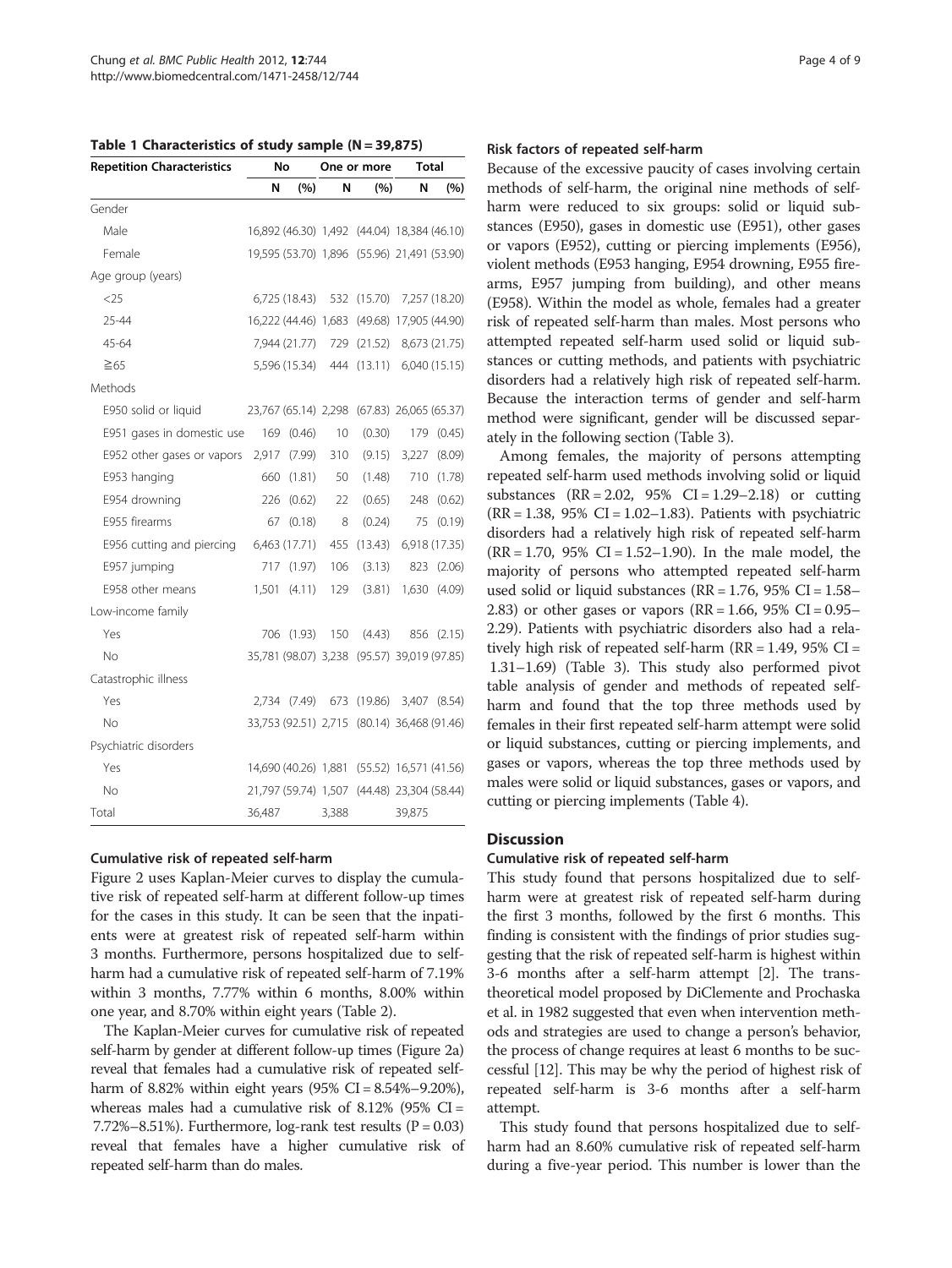**Table 1 Characteristics of study sample (N = 39,875)**

| Repetition Characteristics | No | | One or more | | Total | |
|---|---|---|---|---|---|---|
| | N | (%) | N | (%) | N | (%) |
| Gender | | | | | | |
| Male | 16,892 | (46.30) | 1,492 | (44.04) | 18,384 | (46.10) |
| Female | 19,595 | (53.70) | 1,896 | (55.96) | 21,491 | (53.90) |
| Age group (years) | | | | | | |
| <25 | 6,725 | (18.43) | 532 | (15.70) | 7,257 | (18.20) |
| 25-44 | 16,222 | (44.46) | 1,683 | (49.68) | 17,905 | (44.90) |
| 45-64 | 7,944 | (21.77) | 729 | (21.52) | 8,673 | (21.75) |
| ≧65 | 5,596 | (15.34) | 444 | (13.11) | 6,040 | (15.15) |
| Methods | | | | | | |
| E950 solid or liquid | 23,767 | (65.14) | 2,298 | (67.83) | 26,065 | (65.37) |
| E951 gases in domestic use | 169 | (0.46) | 10 | (0.30) | 179 | (0.45) |
| E952 other gases or vapors | 2,917 | (7.99) | 310 | (9.15) | 3,227 | (8.09) |
| E953 hanging | 660 | (1.81) | 50 | (1.48) | 710 | (1.78) |
| E954 drowning | 226 | (0.62) | 22 | (0.65) | 248 | (0.62) |
| E955 firearms | 67 | (0.18) | 8 | (0.24) | 75 | (0.19) |
| E956 cutting and piercing | 6,463 | (17.71) | 455 | (13.43) | 6,918 | (17.35) |
| E957 jumping | 717 | (1.97) | 106 | (3.13) | 823 | (2.06) |
| E958 other means | 1,501 | (4.11) | 129 | (3.81) | 1,630 | (4.09) |
| Low-income family | | | | | | |
| Yes | 706 | (1.93) | 150 | (4.43) | 856 | (2.15) |
| No | 35,781 | (98.07) | 3,238 | (95.57) | 39,019 | (97.85) |
| Catastrophic illness | | | | | | |
| Yes | 2,734 | (7.49) | 673 | (19.86) | 3,407 | (8.54) |
| No | 33,753 | (92.51) | 2,715 | (80.14) | 36,468 | (91.46) |
| Psychiatric disorders | | | | | | |
| Yes | 14,690 | (40.26) | 1,881 | (55.52) | 16,571 | (41.56) |
| No | 21,797 | (59.74) | 1,507 | (44.48) | 23,304 | (58.44) |
| Total | 36,487 | | 3,388 | | 39,875 | |

### Cumulative risk of repeated self-harm

Figure 2 uses Kaplan-Meier curves to display the cumulative risk of repeated self-harm at different follow-up times for the cases in this study. It can be seen that the inpatients were at greatest risk of repeated self-harm within 3 months. Furthermore, persons hospitalized due to self-harm had a cumulative risk of repeated self-harm of 7.19% within 3 months, 7.77% within 6 months, 8.00% within one year, and 8.70% within eight years (Table 2).

The Kaplan-Meier curves for cumulative risk of repeated self-harm by gender at different follow-up times (Figure 2a) reveal that females had a cumulative risk of repeated self-harm of 8.82% within eight years (95% CI = 8.54%–9.20%), whereas males had a cumulative risk of 8.12% (95% CI = 7.72%–8.51%). Furthermore, log-rank test results ($P = 0.03$) reveal that females have a higher cumulative risk of repeated self-harm than do males.

### Risk factors of repeated self-harm

Because of the excessive paucity of cases involving certain methods of self-harm, the original nine methods of self-harm were reduced to six groups: solid or liquid substances (E950), gases in domestic use (E951), other gases or vapors (E952), cutting or piercing implements (E956), violent methods (E953 hanging, E954 drowning, E955 firearms, E957 jumping from building), and other means (E958). Within the model as whole, females had a greater risk of repeated self-harm than males. Most persons who attempted repeated self-harm used solid or liquid substances or cutting methods, and patients with psychiatric disorders had a relatively high risk of repeated self-harm. Because the interaction terms of gender and self-harm method were significant, gender will be discussed separately in the following section (Table 3).

Among females, the majority of persons attempting repeated self-harm used methods involving solid or liquid substances (RR = 2.02, 95% CI = 1.29–2.18) or cutting (RR = 1.38, 95% CI = 1.02–1.83). Patients with psychiatric disorders had a relatively high risk of repeated self-harm (RR = 1.70, 95% CI = 1.52–1.90). In the male model, the majority of persons who attempted repeated self-harm used solid or liquid substances (RR = 1.76, 95% CI = 1.58–2.83) or other gases or vapors (RR = 1.66, 95% CI = 0.95–2.29). Patients with psychiatric disorders also had a relatively high risk of repeated self-harm (RR = 1.49, 95% CI = 1.31–1.69) (Table 3). This study also performed pivot table analysis of gender and methods of repeated self-harm and found that the top three methods used by females in their first repeated self-harm attempt were solid or liquid substances, cutting or piercing implements, and gases or vapors, whereas the top three methods used by males were solid or liquid substances, gases or vapors, and cutting or piercing implements (Table 4).

## Discussion

### Cumulative risk of repeated self-harm

This study found that persons hospitalized due to self-harm were at greatest risk of repeated self-harm during the first 3 months, followed by the first 6 months. This finding is consistent with the findings of prior studies suggesting that the risk of repeated self-harm is highest within 3-6 months after a self-harm attempt [2]. The trans-theoretical model proposed by DiClemente and Prochaska et al. in 1982 suggested that even when intervention methods and strategies are used to change a person's behavior, the process of change requires at least 6 months to be successful [12]. This may be why the period of highest risk of repeated self-harm is 3-6 months after a self-harm attempt.

This study found that persons hospitalized due to self-harm had an 8.60% cumulative risk of repeated self-harm during a five-year period. This number is lower than the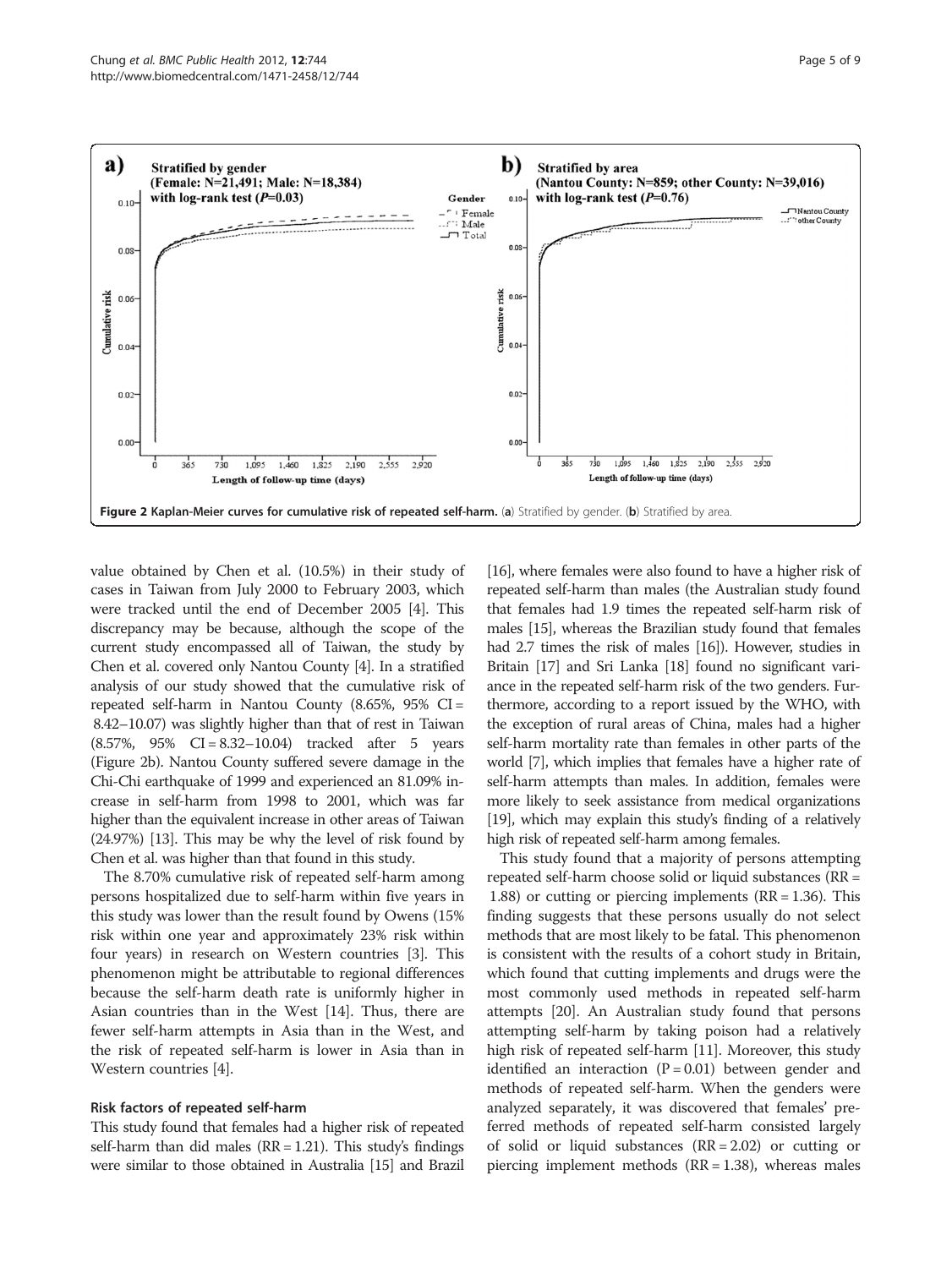Figure 2 Kaplan-Meier curves for cumulative risk of repeated self-harm. (a) Stratified by gender. (b) Stratified by area.

value obtained by Chen et al. (10.5%) in their study of cases in Taiwan from July 2000 to February 2003, which were tracked until the end of December 2005 [4]. This discrepancy may be because, although the scope of the current study encompassed all of Taiwan, the study by Chen et al. covered only Nantou County [4]. In a stratified analysis of our study showed that the cumulative risk of repeated self-harm in Nantou County (8.65%, 95% CI = 8.42–10.07) was slightly higher than that of rest in Taiwan (8.57%, 95% CI = 8.32–10.04) tracked after 5 years (Figure 2b). Nantou County suffered severe damage in the Chi-Chi earthquake of 1999 and experienced an 81.09% increase in self-harm from 1998 to 2001, which was far higher than the equivalent increase in other areas of Taiwan (24.97%) [13]. This may be why the level of risk found by Chen et al. was higher than that found in this study.

The 8.70% cumulative risk of repeated self-harm among persons hospitalized due to self-harm within five years in this study was lower than the result found by Owens (15% risk within one year and approximately 23% risk within four years) in research on Western countries [3]. This phenomenon might be attributable to regional differences because the self-harm death rate is uniformly higher in Asian countries than in the West [14]. Thus, there are fewer self-harm attempts in Asia than in the West, and the risk of repeated self-harm is lower in Asia than in Western countries [4].

### Risk factors of repeated self-harm

This study found that females had a higher risk of repeated self-harm than did males (RR = 1.21). This study's findings were similar to those obtained in Australia [15] and Brazil [16], where females were also found to have a higher risk of repeated self-harm than males (the Australian study found that females had 1.9 times the repeated self-harm risk of males [15], whereas the Brazilian study found that females had 2.7 times the risk of males [16]). However, studies in Britain [17] and Sri Lanka [18] found no significant variance in the repeated self-harm risk of the two genders. Furthermore, according to a report issued by the WHO, with the exception of rural areas of China, males had a higher self-harm mortality rate than females in other parts of the world [7], which implies that females have a higher rate of self-harm attempts than males. In addition, females were more likely to seek assistance from medical organizations [19], which may explain this study's finding of a relatively high risk of repeated self-harm among females.

This study found that a majority of persons attempting repeated self-harm choose solid or liquid substances (RR = 1.88) or cutting or piercing implements (RR = 1.36). This finding suggests that these persons usually do not select methods that are most likely to be fatal. This phenomenon is consistent with the results of a cohort study in Britain, which found that cutting implements and drugs were the most commonly used methods in repeated self-harm attempts [20]. An Australian study found that persons attempting self-harm by taking poison had a relatively high risk of repeated self-harm [11]. Moreover, this study identified an interaction (P = 0.01) between gender and methods of repeated self-harm. When the genders were analyzed separately, it was discovered that females' preferred methods of repeated self-harm consisted largely of solid or liquid substances (RR = 2.02) or cutting or piercing implement methods (RR = 1.38), whereas males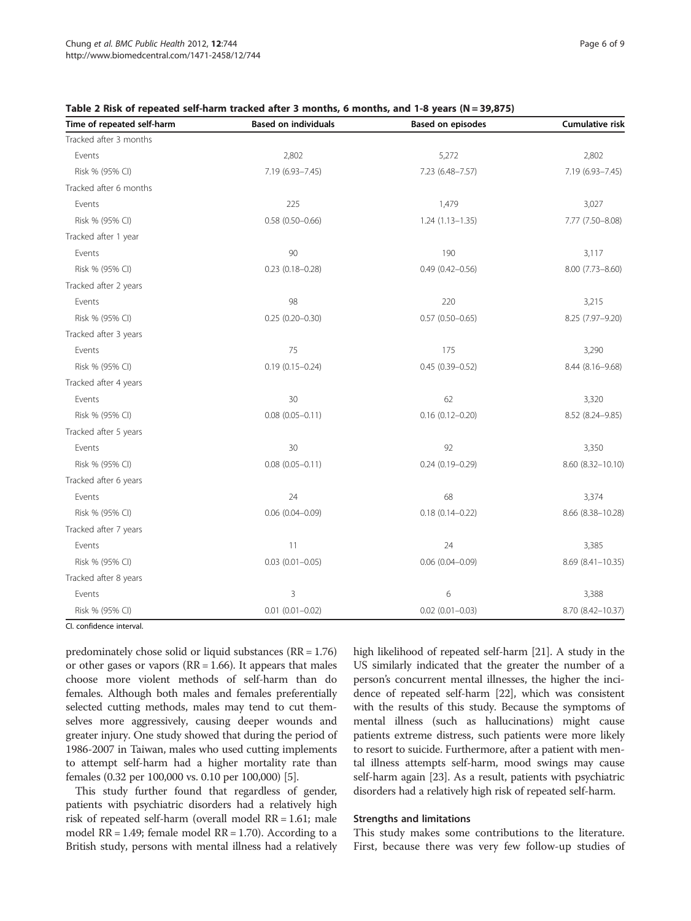**Table 2 Risk of repeated self-harm tracked after 3 months, 6 months, and 1-8 years (N = 39,875)**

| Time of repeated self-harm | Based on individuals | Based on episodes | Cumulative risk |
|---|---|---|---|
| Tracked after 3 months | | | |
| Events | 2,802 | 5,272 | 2,802 |
| Risk % (95% CI) | 7.19 (6.93–7.45) | 7.23 (6.48–7.57) | 7.19 (6.93–7.45) |
| Tracked after 6 months | | | |
| Events | 225 | 1,479 | 3,027 |
| Risk % (95% CI) | 0.58 (0.50–0.66) | 1.24 (1.13–1.35) | 7.77 (7.50–8.08) |
| Tracked after 1 year | | | |
| Events | 90 | 190 | 3,117 |
| Risk % (95% CI) | 0.23 (0.18–0.28) | 0.49 (0.42–0.56) | 8.00 (7.73–8.60) |
| Tracked after 2 years | | | |
| Events | 98 | 220 | 3,215 |
| Risk % (95% CI) | 0.25 (0.20–0.30) | 0.57 (0.50–0.65) | 8.25 (7.97–9.20) |
| Tracked after 3 years | | | |
| Events | 75 | 175 | 3,290 |
| Risk % (95% CI) | 0.19 (0.15–0.24) | 0.45 (0.39–0.52) | 8.44 (8.16–9.68) |
| Tracked after 4 years | | | |
| Events | 30 | 62 | 3,320 |
| Risk % (95% CI) | 0.08 (0.05–0.11) | 0.16 (0.12–0.20) | 8.52 (8.24–9.85) |
| Tracked after 5 years | | | |
| Events | 30 | 92 | 3,350 |
| Risk % (95% CI) | 0.08 (0.05–0.11) | 0.24 (0.19–0.29) | 8.60 (8.32–10.10) |
| Tracked after 6 years | | | |
| Events | 24 | 68 | 3,374 |
| Risk % (95% CI) | 0.06 (0.04–0.09) | 0.18 (0.14–0.22) | 8.66 (8.38–10.28) |
| Tracked after 7 years | | | |
| Events | 11 | 24 | 3,385 |
| Risk % (95% CI) | 0.03 (0.01–0.05) | 0.06 (0.04–0.09) | 8.69 (8.41–10.35) |
| Tracked after 8 years | | | |
| Events | 3 | 6 | 3,388 |
| Risk % (95% CI) | 0.01 (0.01–0.02) | 0.02 (0.01–0.03) | 8.70 (8.42–10.37) |

CI. confidence interval.

predominately chose solid or liquid substances (RR = 1.76) or other gases or vapors (RR = 1.66). It appears that males choose more violent methods of self-harm than do females. Although both males and females preferentially selected cutting methods, males may tend to cut themselves more aggressively, causing deeper wounds and greater injury. One study showed that during the period of 1986-2007 in Taiwan, males who used cutting implements to attempt self-harm had a higher mortality rate than females (0.32 per 100,000 vs. 0.10 per 100,000) [5].

This study further found that regardless of gender, patients with psychiatric disorders had a relatively high risk of repeated self-harm (overall model RR = 1.61; male model RR = 1.49; female model RR = 1.70). According to a British study, persons with mental illness had a relatively high likelihood of repeated self-harm [21]. A study in the US similarly indicated that the greater the number of a person's concurrent mental illnesses, the higher the incidence of repeated self-harm [22], which was consistent with the results of this study. Because the symptoms of mental illness (such as hallucinations) might cause patients extreme distress, such patients were more likely to resort to suicide. Furthermore, after a patient with mental illness attempts self-harm, mood swings may cause self-harm again [23]. As a result, patients with psychiatric disorders had a relatively high risk of repeated self-harm.

### Strengths and limitations

This study makes some contributions to the literature. First, because there was very few follow-up studies of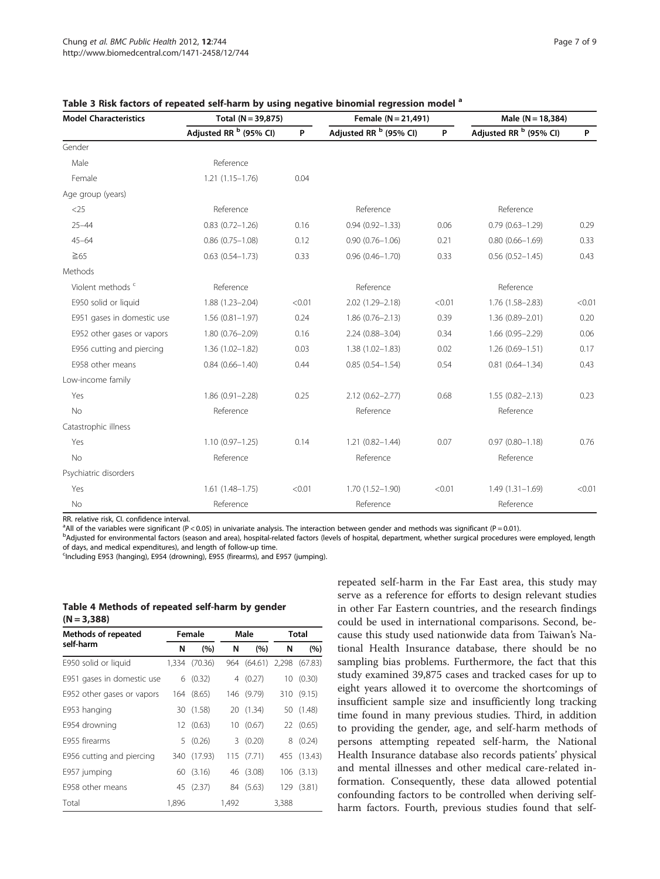**Table 3 Risk factors of repeated self-harm by using negative binomial regression model [a]**

| Model Characteristics | Total (N = 39,875) | | Female (N = 21,491) | | Male (N = 18,384) | |
|---|---|---|---|---|---|---|
| | Adjusted RR [b] (95% CI) | P | Adjusted RR [b] (95% CI) | P | Adjusted RR [b] (95% CI) | P |
| Gender | | | | | | |
| Male | Reference | | | | | |
| Female | 1.21 (1.15–1.76) | 0.04 | | | | |
| Age group (years) | | | | | | |
| <25 | Reference | | Reference | | Reference | |
| 25–44 | 0.83 (0.72–1.26) | 0.16 | 0.94 (0.92–1.33) | 0.06 | 0.79 (0.63–1.29) | 0.29 |
| 45–64 | 0.86 (0.75–1.08) | 0.12 | 0.90 (0.76–1.06) | 0.21 | 0.80 (0.66–1.69) | 0.33 |
| ≧65 | 0.63 (0.54–1.73) | 0.33 | 0.96 (0.46–1.70) | 0.33 | 0.56 (0.52–1.45) | 0.43 |
| Methods | | | | | | |
| Violent methods [c] | Reference | | Reference | | Reference | |
| E950 solid or liquid | 1.88 (1.23–2.04) | <0.01 | 2.02 (1.29–2.18) | <0.01 | 1.76 (1.58–2.83) | <0.01 |
| E951 gases in domestic use | 1.56 (0.81–1.97) | 0.24 | 1.86 (0.76–2.13) | 0.39 | 1.36 (0.89–2.01) | 0.20 |
| E952 other gases or vapors | 1.80 (0.76–2.09) | 0.16 | 2.24 (0.88–3.04) | 0.34 | 1.66 (0.95–2.29) | 0.06 |
| E956 cutting and piercing | 1.36 (1.02–1.82) | 0.03 | 1.38 (1.02–1.83) | 0.02 | 1.26 (0.69–1.51) | 0.17 |
| E958 other means | 0.84 (0.66–1.40) | 0.44 | 0.85 (0.54–1.54) | 0.54 | 0.81 (0.64–1.34) | 0.43 |
| Low-income family | | | | | | |
| Yes | 1.86 (0.91–2.28) | 0.25 | 2.12 (0.62–2.77) | 0.68 | 1.55 (0.82–2.13) | 0.23 |
| No | Reference | | Reference | | Reference | |
| Catastrophic illness | | | | | | |
| Yes | 1.10 (0.97–1.25) | 0.14 | 1.21 (0.82–1.44) | 0.07 | 0.97 (0.80–1.18) | 0.76 |
| No | Reference | | Reference | | Reference | |
| Psychiatric disorders | | | | | | |
| Yes | 1.61 (1.48–1.75) | <0.01 | 1.70 (1.52–1.90) | <0.01 | 1.49 (1.31–1.69) | <0.01 |
| No | Reference | | Reference | | Reference | |

RR. relative risk, CI. confidence interval.
[a]All of the variables were significant ($P < 0.05$) in univariate analysis. The interaction between gender and methods was significant ($P = 0.01$).
[b]Adjusted for environmental factors (season and area), hospital-related factors (levels of hospital, department, whether surgical procedures were employed, length of days, and medical expenditures), and length of follow-up time.
[c]Including E953 (hanging), E954 (drowning), E955 (firearms), and E957 (jumping).

**Table 4 Methods of repeated self-harm by gender (N = 3,388)**

| Methods of repeated self-harm | Female | | Male | | Total | |
|---|---|---|---|---|---|---|
| | N | (%) | N | (%) | N | (%) |
| E950 solid or liquid | 1,334 | (70.36) | 964 | (64.61) | 2,298 | (67.83) |
| E951 gases in domestic use | 6 | (0.32) | 4 | (0.27) | 10 | (0.30) |
| E952 other gases or vapors | 164 | (8.65) | 146 | (9.79) | 310 | (9.15) |
| E953 hanging | 30 | (1.58) | 20 | (1.34) | 50 | (1.48) |
| E954 drowning | 12 | (0.63) | 10 | (0.67) | 22 | (0.65) |
| E955 firearms | 5 | (0.26) | 3 | (0.20) | 8 | (0.24) |
| E956 cutting and piercing | 340 | (17.93) | 115 | (7.71) | 455 | (13.43) |
| E957 jumping | 60 | (3.16) | 46 | (3.08) | 106 | (3.13) |
| E958 other means | 45 | (2.37) | 84 | (5.63) | 129 | (3.81) |
| Total | 1,896 | | 1,492 | | 3,388 | |

repeated self-harm in the Far East area, this study may serve as a reference for efforts to design relevant studies in other Far Eastern countries, and the research findings could be used in international comparisons. Second, because this study used nationwide data from Taiwan's National Health Insurance database, there should be no sampling bias problems. Furthermore, the fact that this study examined 39,875 cases and tracked cases for up to eight years allowed it to overcome the shortcomings of insufficient sample size and insufficiently long tracking time found in many previous studies. Third, in addition to providing the gender, age, and self-harm methods of persons attempting repeated self-harm, the National Health Insurance database also records patients' physical and mental illnesses and other medical care-related information. Consequently, these data allowed potential confounding factors to be controlled when deriving self-harm factors. Fourth, previous studies found that self-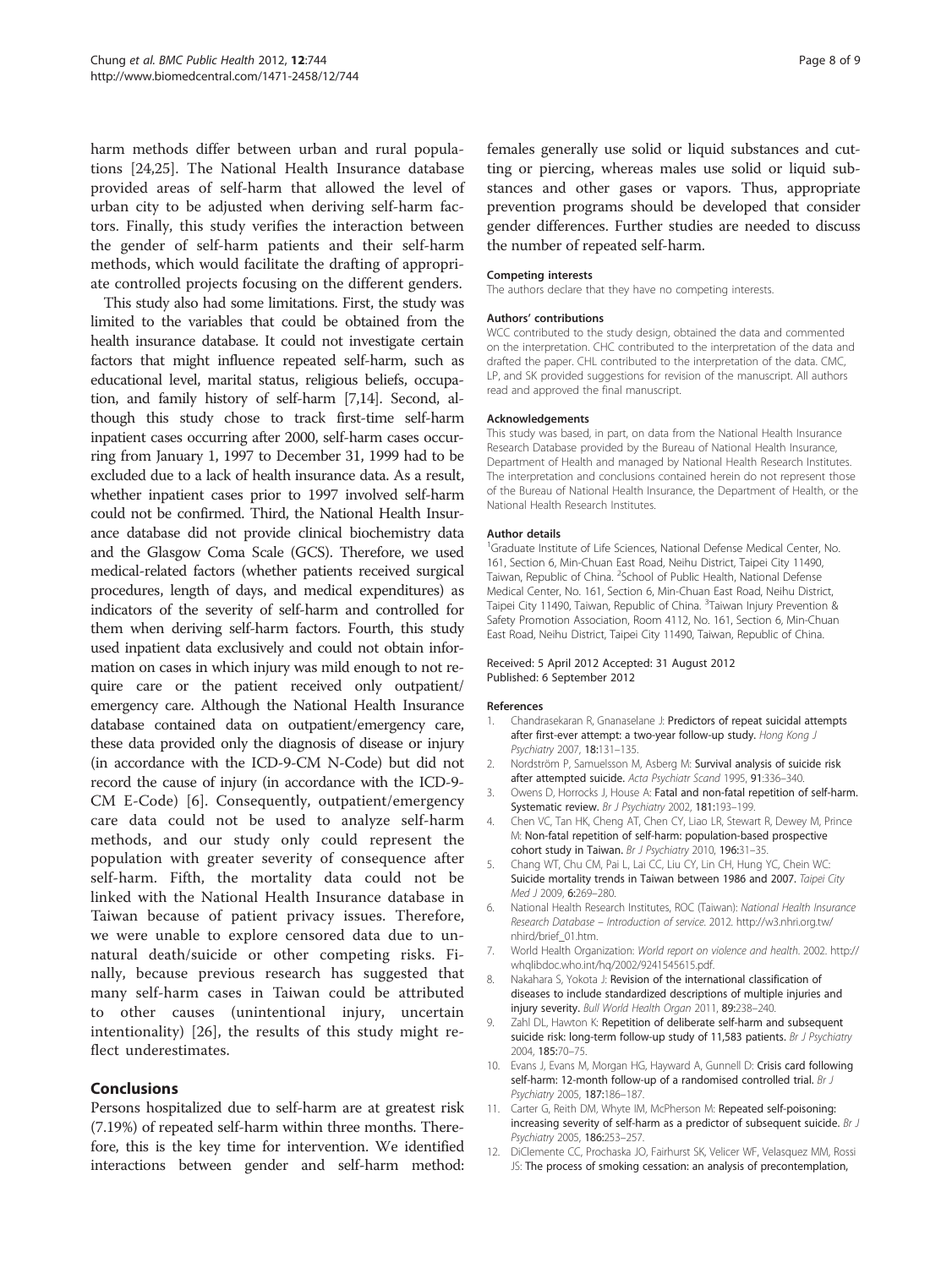harm methods differ between urban and rural populations [24,25]. The National Health Insurance database provided areas of self-harm that allowed the level of urban city to be adjusted when deriving self-harm factors. Finally, this study verifies the interaction between the gender of self-harm patients and their self-harm methods, which would facilitate the drafting of appropriate controlled projects focusing on the different genders.

This study also had some limitations. First, the study was limited to the variables that could be obtained from the health insurance database. It could not investigate certain factors that might influence repeated self-harm, such as educational level, marital status, religious beliefs, occupation, and family history of self-harm [7,14]. Second, although this study chose to track first-time self-harm inpatient cases occurring after 2000, self-harm cases occurring from January 1, 1997 to December 31, 1999 had to be excluded due to a lack of health insurance data. As a result, whether inpatient cases prior to 1997 involved self-harm could not be confirmed. Third, the National Health Insurance database did not provide clinical biochemistry data and the Glasgow Coma Scale (GCS). Therefore, we used medical-related factors (whether patients received surgical procedures, length of days, and medical expenditures) as indicators of the severity of self-harm and controlled for them when deriving self-harm factors. Fourth, this study used inpatient data exclusively and could not obtain information on cases in which injury was mild enough to not require care or the patient received only outpatient/emergency care. Although the National Health Insurance database contained data on outpatient/emergency care, these data provided only the diagnosis of disease or injury (in accordance with the ICD-9-CM N-Code) but did not record the cause of injury (in accordance with the ICD-9-CM E-Code) [6]. Consequently, outpatient/emergency care data could not be used to analyze self-harm methods, and our study only could represent the population with greater severity of consequence after self-harm. Fifth, the mortality data could not be linked with the National Health Insurance database in Taiwan because of patient privacy issues. Therefore, we were unable to explore censored data due to unnatural death/suicide or other competing risks. Finally, because previous research has suggested that many self-harm cases in Taiwan could be attributed to other causes (unintentional injury, uncertain intentionality) [26], the results of this study might reflect underestimates.

## Conclusions

Persons hospitalized due to self-harm are at greatest risk (7.19%) of repeated self-harm within three months. Therefore, this is the key time for intervention. We identified interactions between gender and self-harm method: females generally use solid or liquid substances and cutting or piercing, whereas males use solid or liquid substances and other gases or vapors. Thus, appropriate prevention programs should be developed that consider gender differences. Further studies are needed to discuss the number of repeated self-harm.

#### Competing interests

The authors declare that they have no competing interests.

#### Authors' contributions

WCC contributed to the study design, obtained the data and commented on the interpretation. CHC contributed to the interpretation of the data and drafted the paper. CHL contributed to the interpretation of the data. CMC, LP, and SK provided suggestions for revision of the manuscript. All authors read and approved the final manuscript.

#### Acknowledgements

This study was based, in part, on data from the National Health Insurance Research Database provided by the Bureau of National Health Insurance, Department of Health and managed by National Health Research Institutes. The interpretation and conclusions contained herein do not represent those of the Bureau of National Health Insurance, the Department of Health, or the National Health Research Institutes.

#### Author details

[1]Graduate Institute of Life Sciences, National Defense Medical Center, No. 161, Section 6, Min-Chuan East Road, Neihu District, Taipei City 11490, Taiwan, Republic of China. [2]School of Public Health, National Defense Medical Center, No. 161, Section 6, Min-Chuan East Road, Neihu District, Taipei City 11490, Taiwan, Republic of China. [3]Taiwan Injury Prevention & Safety Promotion Association, Room 4112, No. 161, Section 6, Min-Chuan East Road, Neihu District, Taipei City 11490, Taiwan, Republic of China.

Received: 5 April 2012 Accepted: 31 August 2012
Published: 6 September 2012

#### References

1. Chandrasekaran R, Gnanaselane J: **Predictors of repeat suicidal attempts after first-ever attempt: a two-year follow-up study.** *Hong Kong J Psychiatry* 2007, **18:**131–135.
2. Nordström P, Samuelsson M, Asberg M: **Survival analysis of suicide risk after attempted suicide.** *Acta Psychiatr Scand* 1995, **91:**336–340.
3. Owens D, Horrocks J, House A: **Fatal and non-fatal repetition of self-harm. Systematic review.** *Br J Psychiatry* 2002, **181:**193–199.
4. Chen VC, Tan HK, Cheng AT, Chen CY, Liao LR, Stewart R, Dewey M, Prince M: **Non-fatal repetition of self-harm: population-based prospective cohort study in Taiwan.** *Br J Psychiatry* 2010, **196:**31–35.
5. Chang WT, Chu CM, Pai L, Lai CC, Liu CY, Lin CH, Hung YC, Chein WC: **Suicide mortality trends in Taiwan between 1986 and 2007.** *Taipei City Med J* 2009, **6:**269–280.
6. National Health Research Institutes, ROC (Taiwan): *National Health Insurance Research Database – Introduction of service.* 2012. http://w3.nhri.org.tw/nhird/brief_01.htm.
7. World Health Organization: *World report on violence and health.* 2002. http://whqlibdoc.who.int/hq/2002/9241545615.pdf.
8. Nakahara S, Yokota J: **Revision of the international classification of diseases to include standardized descriptions of multiple injuries and injury severity.** *Bull World Health Organ* 2011, **89:**238–240.
9. Zahl DL, Hawton K: **Repetition of deliberate self-harm and subsequent suicide risk: long-term follow-up study of 11,583 patients.** *Br J Psychiatry* 2004, **185:**70–75.
10. Evans J, Evans M, Morgan HG, Hayward A, Gunnell D: **Crisis card following self-harm: 12-month follow-up of a randomised controlled trial.** *Br J Psychiatry* 2005, **187:**186–187.
11. Carter G, Reith DM, Whyte IM, McPherson M: **Repeated self-poisoning: increasing severity of self-harm as a predictor of subsequent suicide.** *Br J Psychiatry* 2005, **186:**253–257.
12. DiClemente CC, Prochaska JO, Fairhurst SK, Velicer WF, Velasquez MM, Rossi JS: **The process of smoking cessation: an analysis of precontemplation,**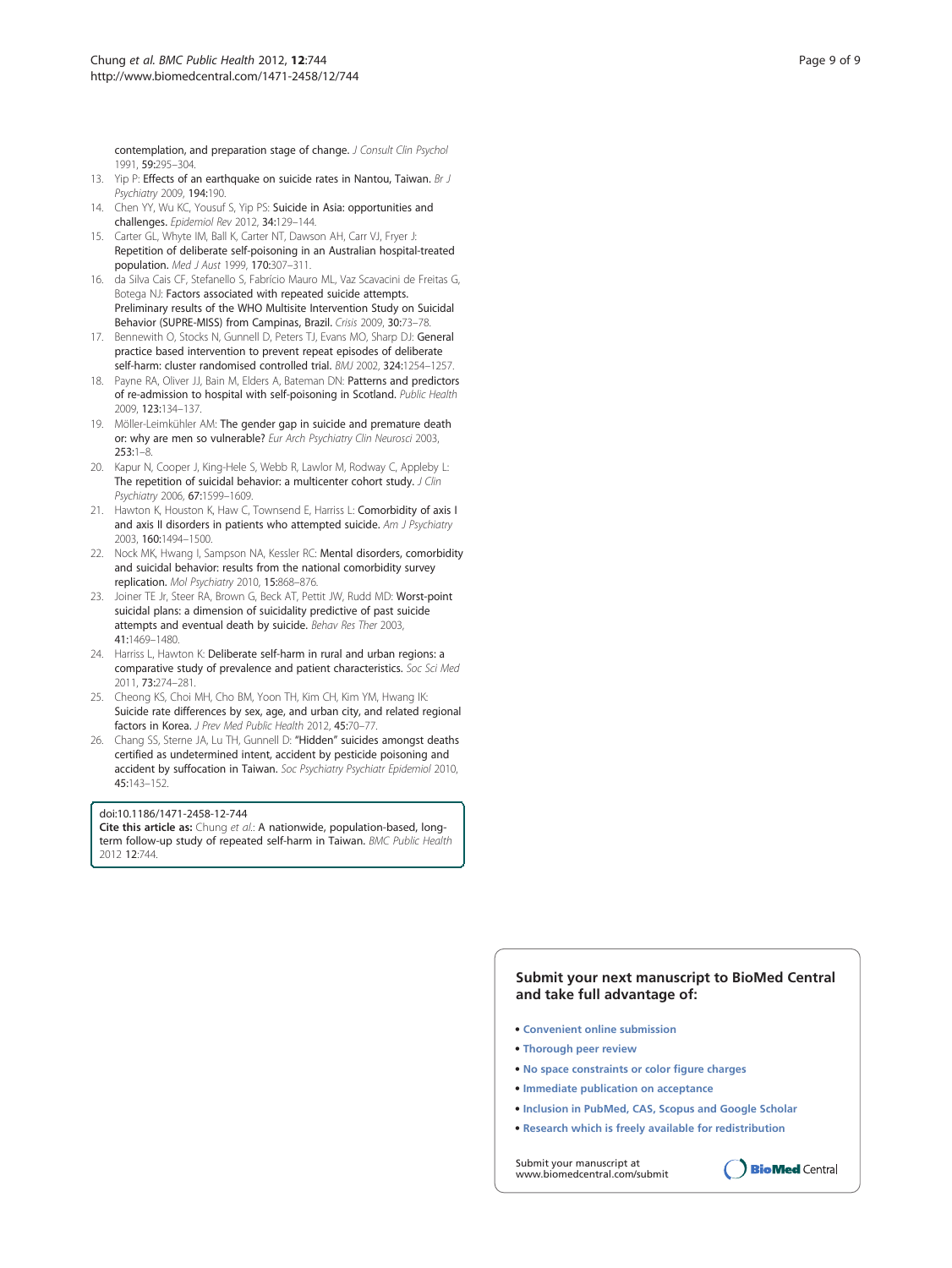contemplation, and preparation stage of change. *J Consult Clin Psychol* 1991, **59**:295–304.

13. Yip P: **Effects of an earthquake on suicide rates in Nantou, Taiwan.** *Br J Psychiatry* 2009, **194**:190.
14. Chen YY, Wu KC, Yousuf S, Yip PS: **Suicide in Asia: opportunities and challenges.** *Epidemiol Rev* 2012, **34**:129–144.
15. Carter GL, Whyte IM, Ball K, Carter NT, Dawson AH, Carr VJ, Fryer J: **Repetition of deliberate self-poisoning in an Australian hospital-treated population.** *Med J Aust* 1999, **170**:307–311.
16. da Silva Cais CF, Stefanello S, Fabrício Mauro ML, Vaz Scavacini de Freitas G, Botega NJ: **Factors associated with repeated suicide attempts. Preliminary results of the WHO Multisite Intervention Study on Suicidal Behavior (SUPRE-MISS) from Campinas, Brazil.** *Crisis* 2009, **30**:73–78.
17. Bennewith O, Stocks N, Gunnell D, Peters TJ, Evans MO, Sharp DJ: **General practice based intervention to prevent repeat episodes of deliberate self-harm: cluster randomised controlled trial.** *BMJ* 2002, **324**:1254–1257.
18. Payne RA, Oliver JJ, Bain M, Elders A, Bateman DN: **Patterns and predictors of re-admission to hospital with self-poisoning in Scotland.** *Public Health* 2009, **123**:134–137.
19. Möller-Leimkühler AM: **The gender gap in suicide and premature death or: why are men so vulnerable?** *Eur Arch Psychiatry Clin Neurosci* 2003, **253**:1–8.
20. Kapur N, Cooper J, King-Hele S, Webb R, Lawlor M, Rodway C, Appleby L: **The repetition of suicidal behavior: a multicenter cohort study.** *J Clin Psychiatry* 2006, **67**:1599–1609.
21. Hawton K, Houston K, Haw C, Townsend E, Harriss L: **Comorbidity of axis I and axis II disorders in patients who attempted suicide.** *Am J Psychiatry* 2003, **160**:1494–1500.
22. Nock MK, Hwang I, Sampson NA, Kessler RC: **Mental disorders, comorbidity and suicidal behavior: results from the national comorbidity survey replication.** *Mol Psychiatry* 2010, **15**:868–876.
23. Joiner TE Jr, Steer RA, Brown G, Beck AT, Pettit JW, Rudd MD: **Worst-point suicidal plans: a dimension of suicidality predictive of past suicide attempts and eventual death by suicide.** *Behav Res Ther* 2003, **41**:1469–1480.
24. Harriss L, Hawton K: **Deliberate self-harm in rural and urban regions: a comparative study of prevalence and patient characteristics.** *Soc Sci Med* 2011, **73**:274–281.
25. Cheong KS, Choi MH, Cho BM, Yoon TH, Kim CH, Kim YM, Hwang IK: **Suicide rate differences by sex, age, and urban city, and related regional factors in Korea.** *J Prev Med Public Health* 2012, **45**:70–77.
26. Chang SS, Sterne JA, Lu TH, Gunnell D: **"Hidden" suicides amongst deaths certified as undetermined intent, accident by pesticide poisoning and accident by suffocation in Taiwan.** *Soc Psychiatry Psychiatr Epidemiol* 2010, **45**:143–152.

doi:10.1186/1471-2458-12-744

**Cite this article as:** Chung *et al.*: A nationwide, population-based, long-term follow-up study of repeated self-harm in Taiwan. *BMC Public Health* 2012 **12**:744.

**Submit your next manuscript to BioMed Central and take full advantage of:**

- **Convenient online submission**
- **Thorough peer review**
- **No space constraints or color figure charges**
- **Immediate publication on acceptance**
- **Inclusion in PubMed, CAS, Scopus and Google Scholar**
- **Research which is freely available for redistribution**

Submit your manuscript at www.biomedcentral.com/submit

BioMed Central